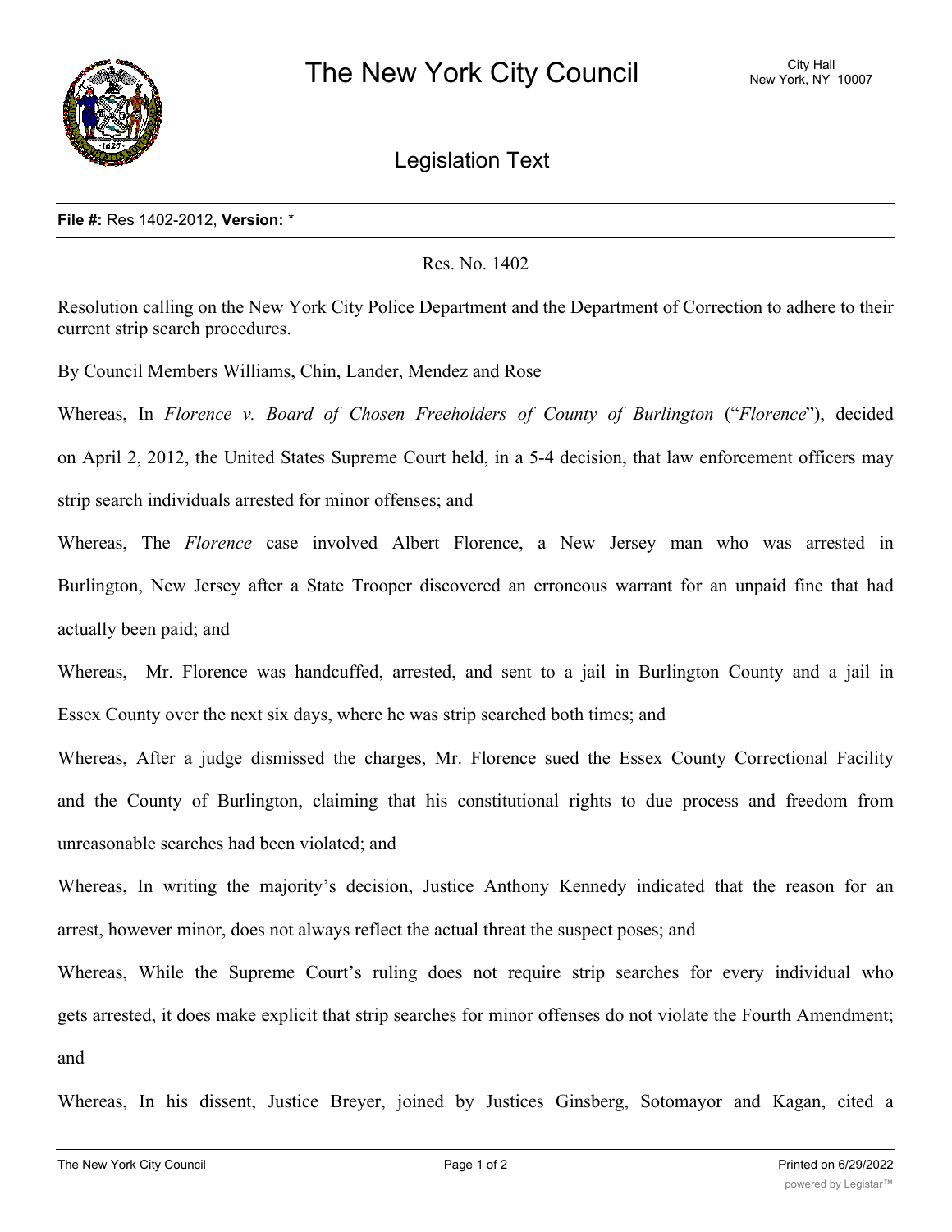# The New York City Council

City Hall
New York, NY 10007

## Legislation Text

**File #:** Res 1402-2012, **Version:** *

Res. No. 1402

Resolution calling on the New York City Police Department and the Department of Correction to adhere to their current strip search procedures.

By Council Members Williams, Chin, Lander, Mendez and Rose

Whereas, In *Florence v. Board of Chosen Freeholders of County of Burlington* ("*Florence*"), decided on April 2, 2012, the United States Supreme Court held, in a 5-4 decision, that law enforcement officers may strip search individuals arrested for minor offenses; and

Whereas, The *Florence* case involved Albert Florence, a New Jersey man who was arrested in Burlington, New Jersey after a State Trooper discovered an erroneous warrant for an unpaid fine that had actually been paid; and

Whereas, Mr. Florence was handcuffed, arrested, and sent to a jail in Burlington County and a jail in Essex County over the next six days, where he was strip searched both times; and

Whereas, After a judge dismissed the charges, Mr. Florence sued the Essex County Correctional Facility and the County of Burlington, claiming that his constitutional rights to due process and freedom from unreasonable searches had been violated; and

Whereas, In writing the majority's decision, Justice Anthony Kennedy indicated that the reason for an arrest, however minor, does not always reflect the actual threat the suspect poses; and

Whereas, While the Supreme Court's ruling does not require strip searches for every individual who gets arrested, it does make explicit that strip searches for minor offenses do not violate the Fourth Amendment; and

Whereas, In his dissent, Justice Breyer, joined by Justices Ginsberg, Sotomayor and Kagan, cited a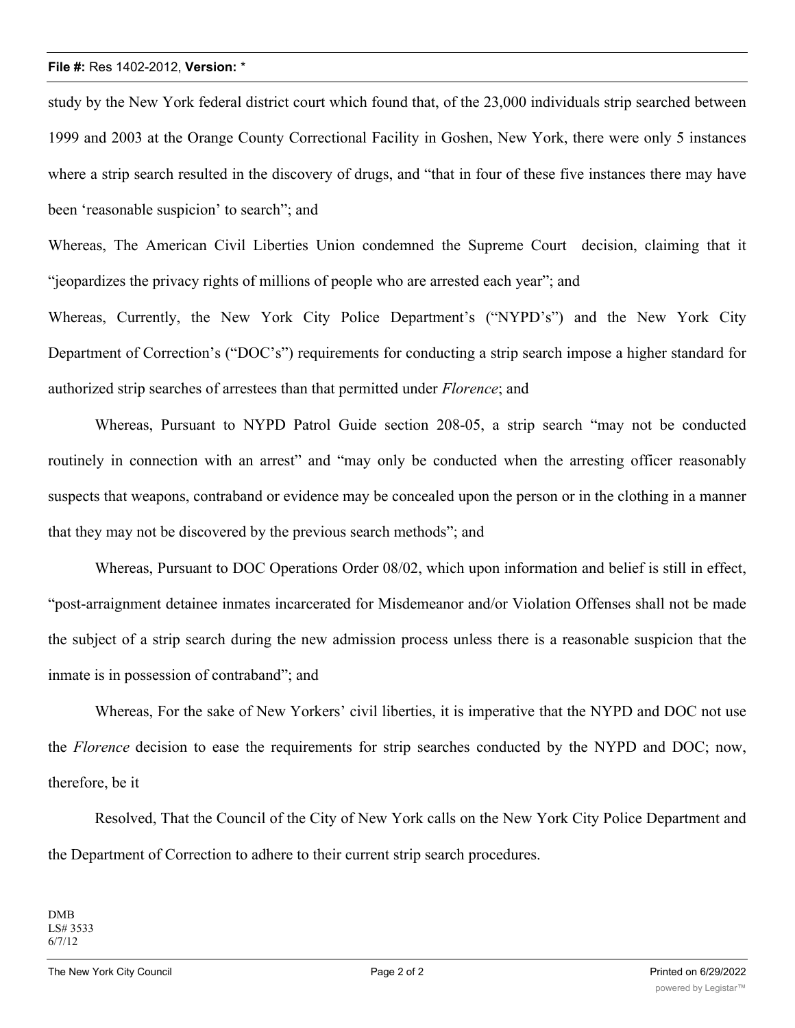study by the New York federal district court which found that, of the 23,000 individuals strip searched between 1999 and 2003 at the Orange County Correctional Facility in Goshen, New York, there were only 5 instances where a strip search resulted in the discovery of drugs, and "that in four of these five instances there may have been 'reasonable suspicion' to search"; and

Whereas, The American Civil Liberties Union condemned the Supreme Court decision, claiming that it "jeopardizes the privacy rights of millions of people who are arrested each year"; and

Whereas, Currently, the New York City Police Department's ("NYPD's") and the New York City Department of Correction's ("DOC's") requirements for conducting a strip search impose a higher standard for authorized strip searches of arrestees than that permitted under *Florence*; and

Whereas, Pursuant to NYPD Patrol Guide section 208-05, a strip search "may not be conducted routinely in connection with an arrest" and "may only be conducted when the arresting officer reasonably suspects that weapons, contraband or evidence may be concealed upon the person or in the clothing in a manner that they may not be discovered by the previous search methods"; and

Whereas, Pursuant to DOC Operations Order 08/02, which upon information and belief is still in effect, "post-arraignment detainee inmates incarcerated for Misdemeanor and/or Violation Offenses shall not be made the subject of a strip search during the new admission process unless there is a reasonable suspicion that the inmate is in possession of contraband"; and

Whereas, For the sake of New Yorkers' civil liberties, it is imperative that the NYPD and DOC not use the *Florence* decision to ease the requirements for strip searches conducted by the NYPD and DOC; now, therefore, be it

Resolved, That the Council of the City of New York calls on the New York City Police Department and the Department of Correction to adhere to their current strip search procedures.

DMB
LS# 3533
6/7/12